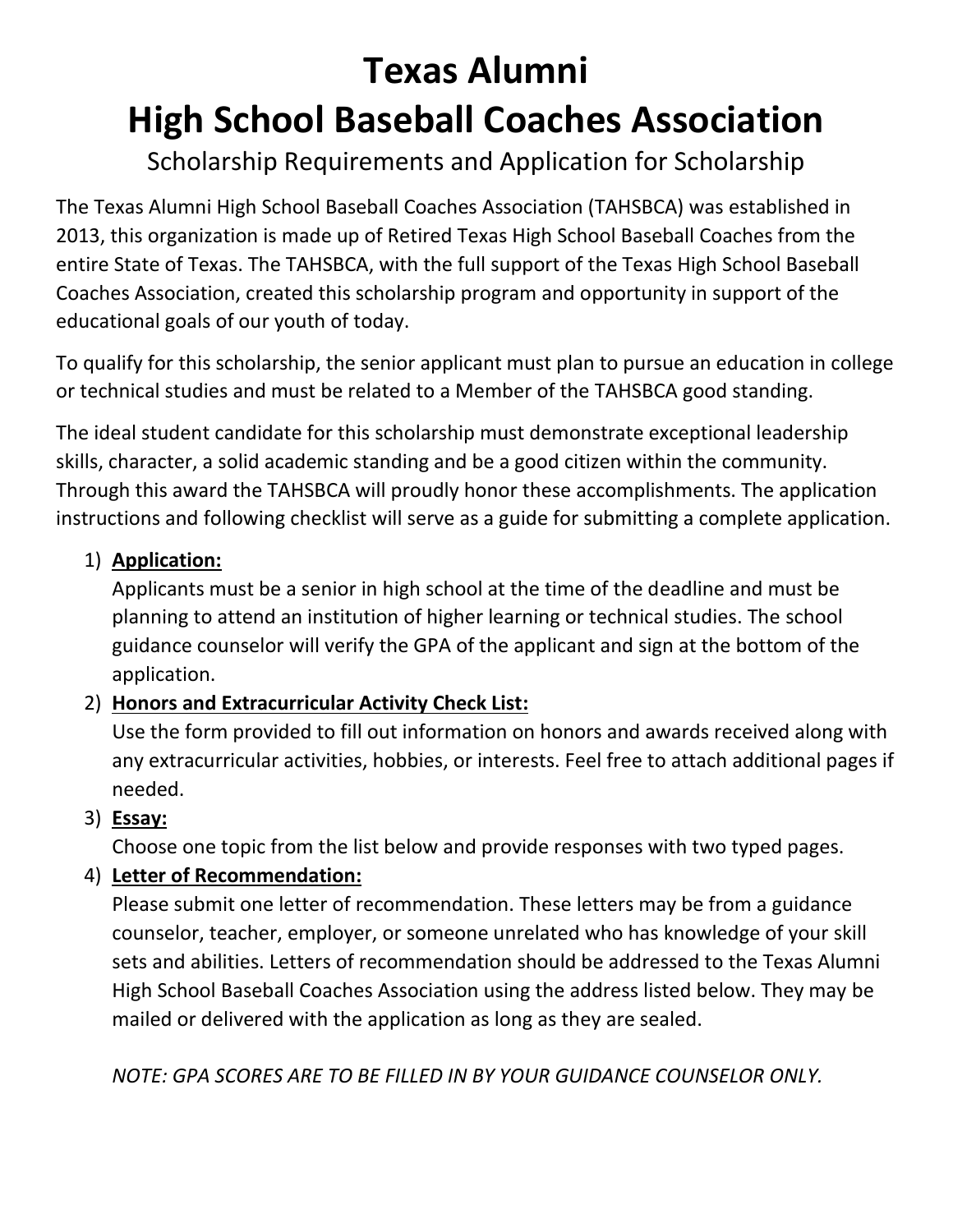# Texas Alumni
# High School Baseball Coaches Association

Scholarship Requirements and Application for Scholarship

The Texas Alumni High School Baseball Coaches Association (TAHSBCA) was established in 2013, this organization is made up of Retired Texas High School Baseball Coaches from the entire State of Texas. The TAHSBCA, with the full support of the Texas High School Baseball Coaches Association, created this scholarship program and opportunity in support of the educational goals of our youth of today.

To qualify for this scholarship, the senior applicant must plan to pursue an education in college or technical studies and must be related to a Member of the TAHSBCA good standing.

The ideal student candidate for this scholarship must demonstrate exceptional leadership skills, character, a solid academic standing and be a good citizen within the community. Through this award the TAHSBCA will proudly honor these accomplishments. The application instructions and following checklist will serve as a guide for submitting a complete application.

1) **Application:**
   Applicants must be a senior in high school at the time of the deadline and must be planning to attend an institution of higher learning or technical studies. The school guidance counselor will verify the GPA of the applicant and sign at the bottom of the application.
2) **Honors and Extracurricular Activity Check List:**
   Use the form provided to fill out information on honors and awards received along with any extracurricular activities, hobbies, or interests. Feel free to attach additional pages if needed.
3) **Essay:**
   Choose one topic from the list below and provide responses with two typed pages.
4) **Letter of Recommendation:**
   Please submit one letter of recommendation. These letters may be from a guidance counselor, teacher, employer, or someone unrelated who has knowledge of your skill sets and abilities. Letters of recommendation should be addressed to the Texas Alumni High School Baseball Coaches Association using the address listed below. They may be mailed or delivered with the application as long as they are sealed.

   *NOTE: GPA SCORES ARE TO BE FILLED IN BY YOUR GUIDANCE COUNSELOR ONLY.*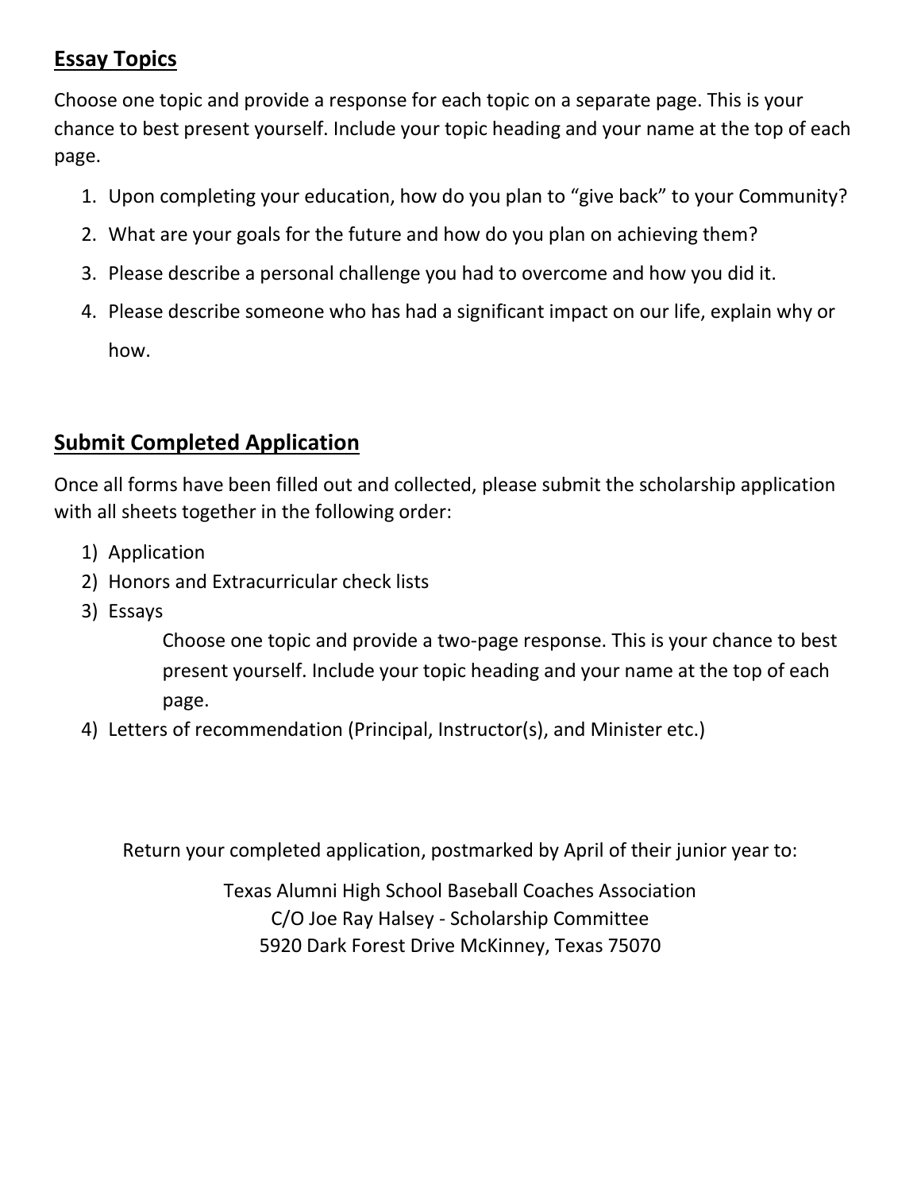## **Essay Topics**

Choose one topic and provide a response for each topic on a separate page. This is your chance to best present yourself. Include your topic heading and your name at the top of each page.

1. Upon completing your education, how do you plan to “give back” to your Community?
2. What are your goals for the future and how do you plan on achieving them?
3. Please describe a personal challenge you had to overcome and how you did it.
4. Please describe someone who has had a significant impact on our life, explain why or how.

## **Submit Completed Application**

Once all forms have been filled out and collected, please submit the scholarship application with all sheets together in the following order:

1) Application
2) Honors and Extracurricular check lists
3) Essays

   Choose one topic and provide a two-page response. This is your chance to best present yourself. Include your topic heading and your name at the top of each page.

4) Letters of recommendation (Principal, Instructor(s), and Minister etc.)

Return your completed application, postmarked by April of their junior year to:

Texas Alumni High School Baseball Coaches Association
C/O Joe Ray Halsey - Scholarship Committee
5920 Dark Forest Drive McKinney, Texas 75070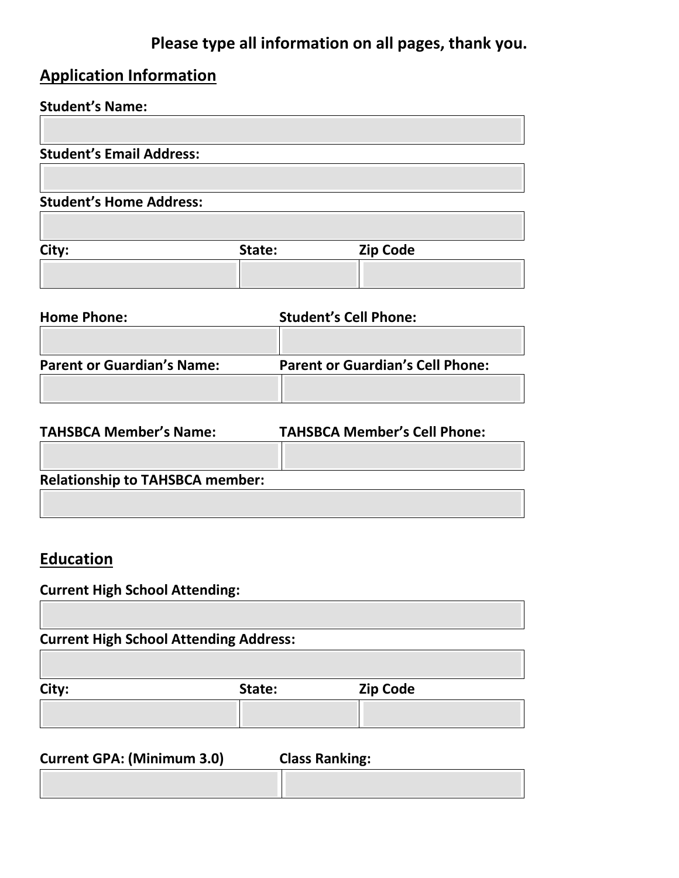**Please type all information on all pages, thank you.**

## Application Information

**Student's Name:**

| |
|---|
| |

**Student's Email Address:**

| |
|---|
| |

**Student's Home Address:**

| |
|---|
| |

| City: | State: | Zip Code |
|---|---|---|
| | | |

| Home Phone: | Student's Cell Phone: |
|---|---|
| | |

| Parent or Guardian's Name: | Parent or Guardian's Cell Phone: |
|---|---|
| | |

| TAHSBCA Member's Name: | TAHSBCA Member's Cell Phone: |
|---|---|
| | |

**Relationship to TAHSBCA member:**

| |
|---|
| |

## Education

**Current High School Attending:**

| |
|---|
| |

**Current High School Attending Address:**

| |
|---|
| |

| City: | State: | Zip Code |
|---|---|---|
| | | |

| Current GPA: (Minimum 3.0) | Class Ranking: |
|---|---|
| | |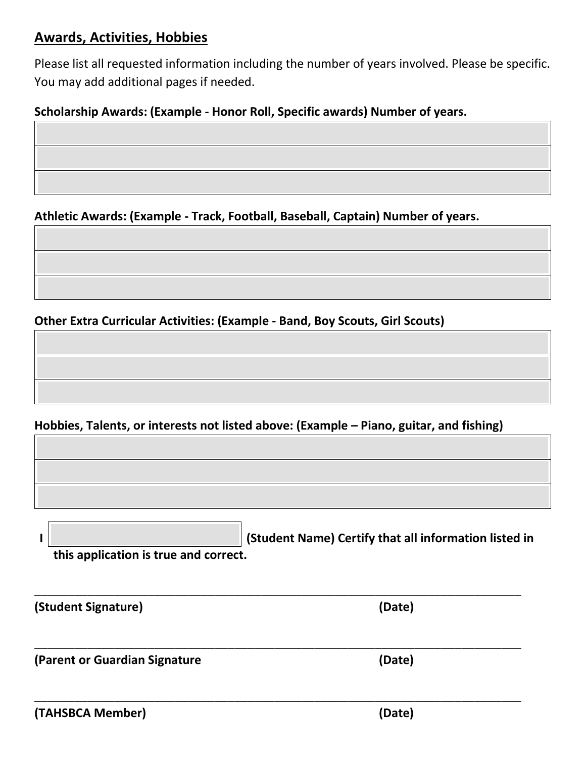## Awards, Activities, Hobbies

Please list all requested information including the number of years involved. Please be specific. You may add additional pages if needed.

**Scholarship Awards: (Example - Honor Roll, Specific awards) Number of years.**

| |
|---|
| |
| |
| |

**Athletic Awards: (Example - Track, Football, Baseball, Captain) Number of years.**

| |
|---|
| |
| |
| |

**Other Extra Curricular Activities: (Example - Band, Boy Scouts, Girl Scouts)**

| |
|---|
| |
| |
| |

**Hobbies, Talents, or interests not listed above: (Example – Piano, guitar, and fishing)**

| |
|---|
| |
| |
| |

**I \_\_\_\_\_\_\_\_\_\_\_\_\_\_\_\_\_\_\_\_ (Student Name) Certify that all information listed in this application is true and correct.**

\_\_\_\_\_\_\_\_\_\_\_\_\_\_\_\_\_\_\_\_\_\_\_\_\_\_\_\_\_\_\_\_\_\_\_\_\_\_\_\_\_\_\_\_\_\_\_\_\_\_\_\_\_\_\_\_\_\_\_\_\_\_\_\_\_\_\_\_\_\_

**(Student Signature)** **(Date)**

\_\_\_\_\_\_\_\_\_\_\_\_\_\_\_\_\_\_\_\_\_\_\_\_\_\_\_\_\_\_\_\_\_\_\_\_\_\_\_\_\_\_\_\_\_\_\_\_\_\_\_\_\_\_\_\_\_\_\_\_\_\_\_\_\_\_\_\_\_\_

**(Parent or Guardian Signature** **(Date)**

\_\_\_\_\_\_\_\_\_\_\_\_\_\_\_\_\_\_\_\_\_\_\_\_\_\_\_\_\_\_\_\_\_\_\_\_\_\_\_\_\_\_\_\_\_\_\_\_\_\_\_\_\_\_\_\_\_\_\_\_\_\_\_\_\_\_\_\_\_\_

**(TAHSBCA Member)** **(Date)**